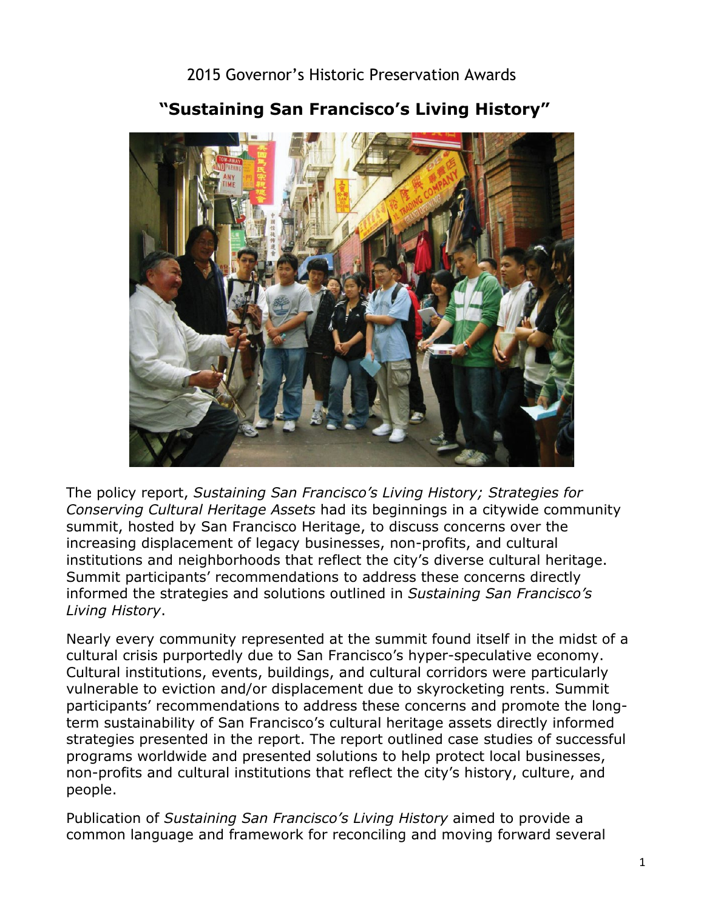2015 Governor's Historic Preservation Awards

# "Sustaining San Francisco's Living History"

The policy report, *Sustaining San Francisco's Living History; Strategies for Conserving Cultural Heritage Assets* had its beginnings in a citywide community summit, hosted by San Francisco Heritage, to discuss concerns over the increasing displacement of legacy businesses, non-profits, and cultural institutions and neighborhoods that reflect the city's diverse cultural heritage. Summit participants' recommendations to address these concerns directly informed the strategies and solutions outlined in *Sustaining San Francisco's Living History*.

Nearly every community represented at the summit found itself in the midst of a cultural crisis purportedly due to San Francisco's hyper-speculative economy. Cultural institutions, events, buildings, and cultural corridors were particularly vulnerable to eviction and/or displacement due to skyrocketing rents. Summit participants' recommendations to address these concerns and promote the long-term sustainability of San Francisco's cultural heritage assets directly informed strategies presented in the report. The report outlined case studies of successful programs worldwide and presented solutions to help protect local businesses, non-profits and cultural institutions that reflect the city's history, culture, and people.

Publication of *Sustaining San Francisco's Living History* aimed to provide a common language and framework for reconciling and moving forward several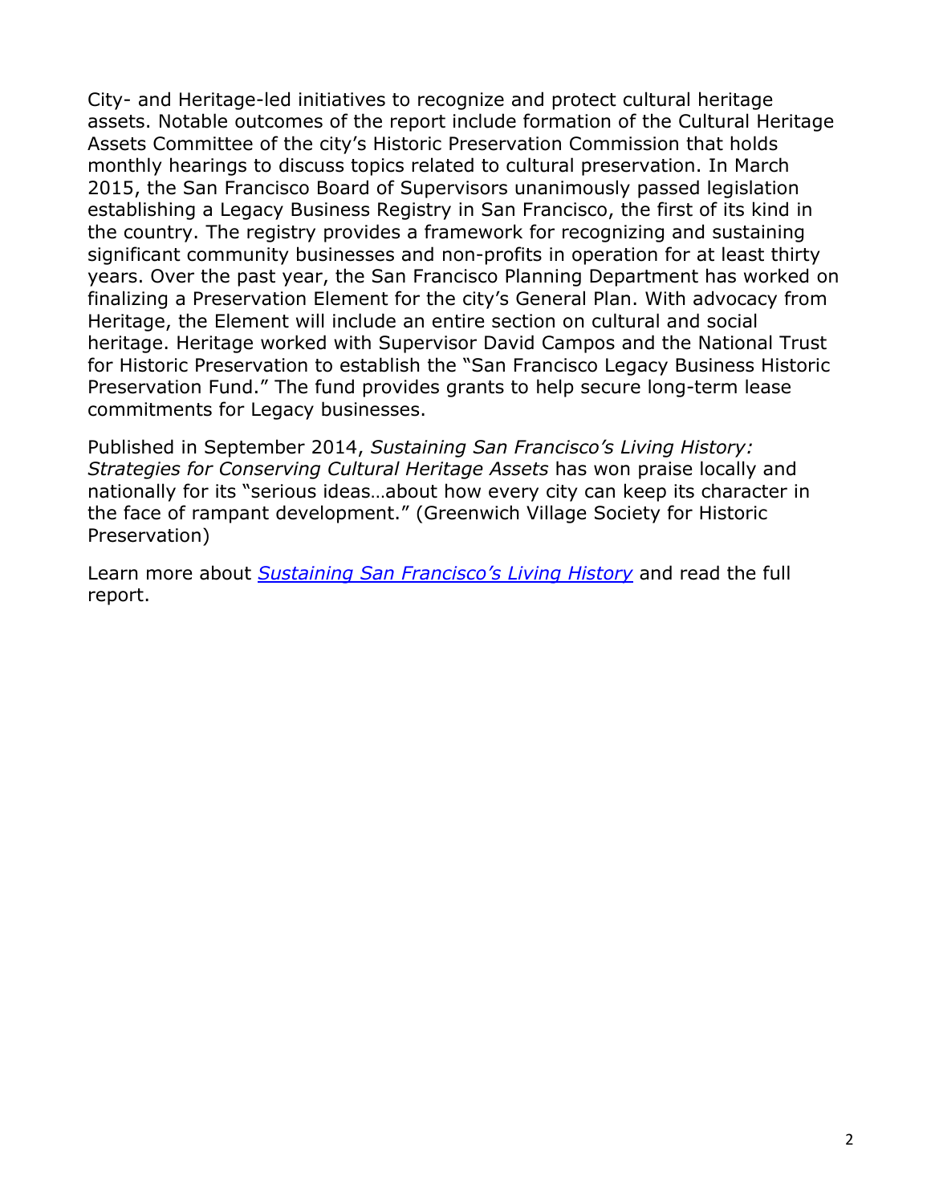City- and Heritage-led initiatives to recognize and protect cultural heritage assets. Notable outcomes of the report include formation of the Cultural Heritage Assets Committee of the city's Historic Preservation Commission that holds monthly hearings to discuss topics related to cultural preservation. In March 2015, the San Francisco Board of Supervisors unanimously passed legislation establishing a Legacy Business Registry in San Francisco, the first of its kind in the country. The registry provides a framework for recognizing and sustaining significant community businesses and non-profits in operation for at least thirty years. Over the past year, the San Francisco Planning Department has worked on finalizing a Preservation Element for the city's General Plan. With advocacy from Heritage, the Element will include an entire section on cultural and social heritage. Heritage worked with Supervisor David Campos and the National Trust for Historic Preservation to establish the "San Francisco Legacy Business Historic Preservation Fund." The fund provides grants to help secure long-term lease commitments for Legacy businesses.

Published in September 2014, *Sustaining San Francisco's Living History: Strategies for Conserving Cultural Heritage Assets* has won praise locally and nationally for its "serious ideas…about how every city can keep its character in the face of rampant development." (Greenwich Village Society for Historic Preservation)

Learn more about *Sustaining San Francisco's Living History* and read the full report.